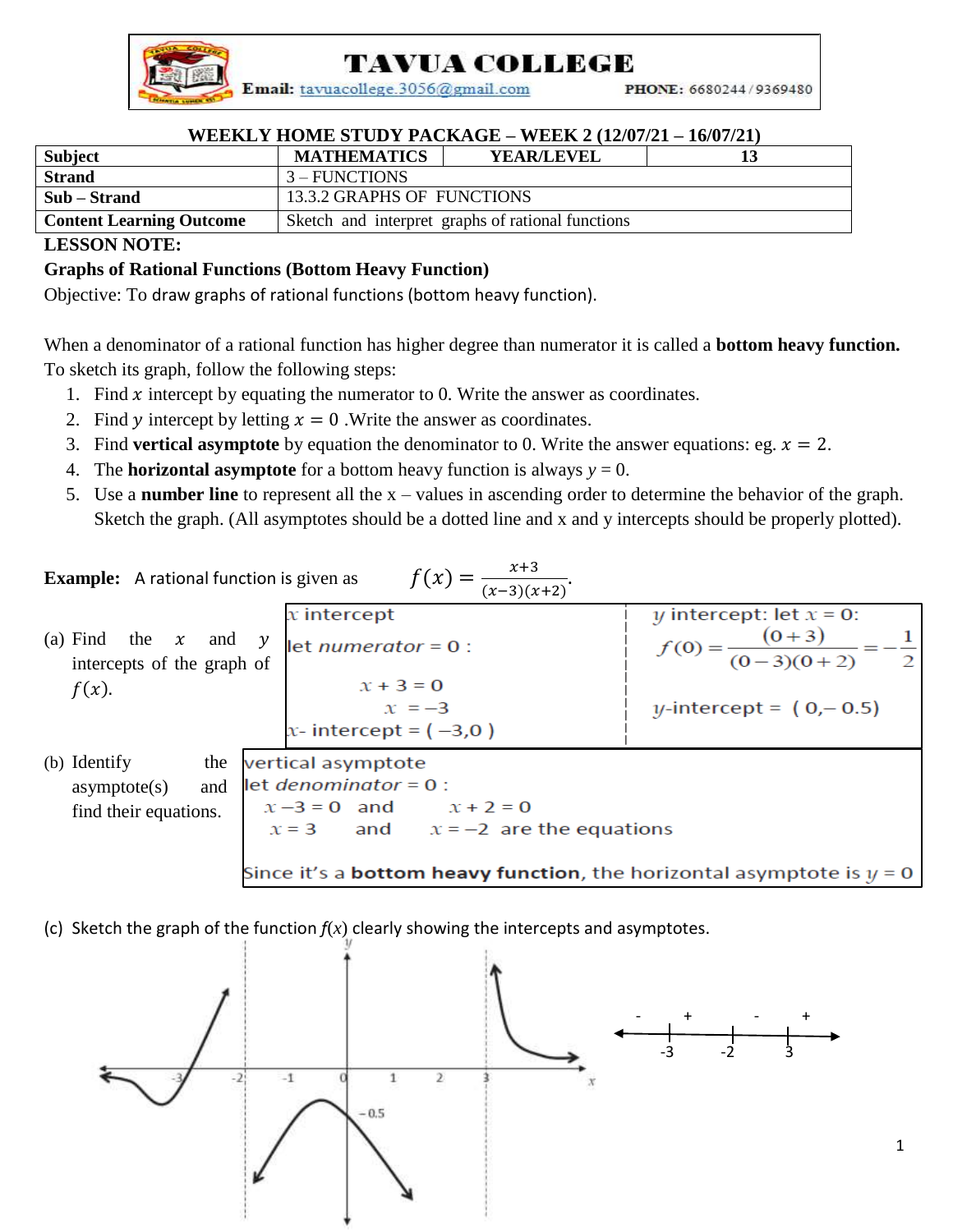# TAVUA COLLEGE

**Email:** tavuacollege.3056@gmail.com **PHONE:** 6680244 / 9369480

**WEEKLY HOME STUDY PACKAGE – WEEK 2 (12/07/21 – 16/07/21)**

| **Subject** | **MATHEMATICS** | **YEAR/LEVEL** | **13** |
|---|---|---|---|
| **Strand** | 3 – FUNCTIONS | | |
| **Sub – Strand** | 13.3.2 GRAPHS OF FUNCTIONS | | |
| **Content Learning Outcome** | Sketch and interpret graphs of rational functions | | |

**LESSON NOTE:**

**Graphs of Rational Functions (Bottom Heavy Function)**

Objective: To draw graphs of rational functions (bottom heavy function).

When a denominator of a rational function has higher degree than numerator it is called a **bottom heavy function.** To sketch its graph, follow the following steps:

1. Find $x$ intercept by equating the numerator to 0. Write the answer as coordinates.
2. Find $y$ intercept by letting $x = 0$ .Write the answer as coordinates.
3. Find **vertical asymptote** by equation the denominator to 0. Write the answer equations: eg. $x = 2$.
4. The **horizontal asymptote** for a bottom heavy function is always $y = 0$.
5. Use a **number line** to represent all the x – values in ascending order to determine the behavior of the graph. Sketch the graph. (All asymptotes should be a dotted line and x and y intercepts should be properly plotted).

**Example:** A rational function is given as $f(x) = \frac{x+3}{(x-3)(x+2)}$.

(a) Find the $x$ and $y$ intercepts of the graph of $f(x)$.

| $x$ intercept | $y$ intercept: let $x = 0$: |
|---|---|
| let *numerator* = 0 : $x + 3 = 0$, $x = -3$ | $f(0) = \frac{(0+3)}{(0-3)(0+2)} = -\frac{1}{2}$ |
| $x$- intercept = $(-3, 0)$ | $y$-intercept = $(0, -0.5)$ |

(b) Identify the asymptote(s) and find their equations.

vertical asymptote

let *denominator* = 0 :

$x - 3 = 0$ and $x + 2 = 0$

$x = 3$ and $x = -2$ are the equations

Since it's a **bottom heavy function**, the horizontal asymptote is $y = 0$

(c) Sketch the graph of the function $f(x)$ clearly showing the intercepts and asymptotes.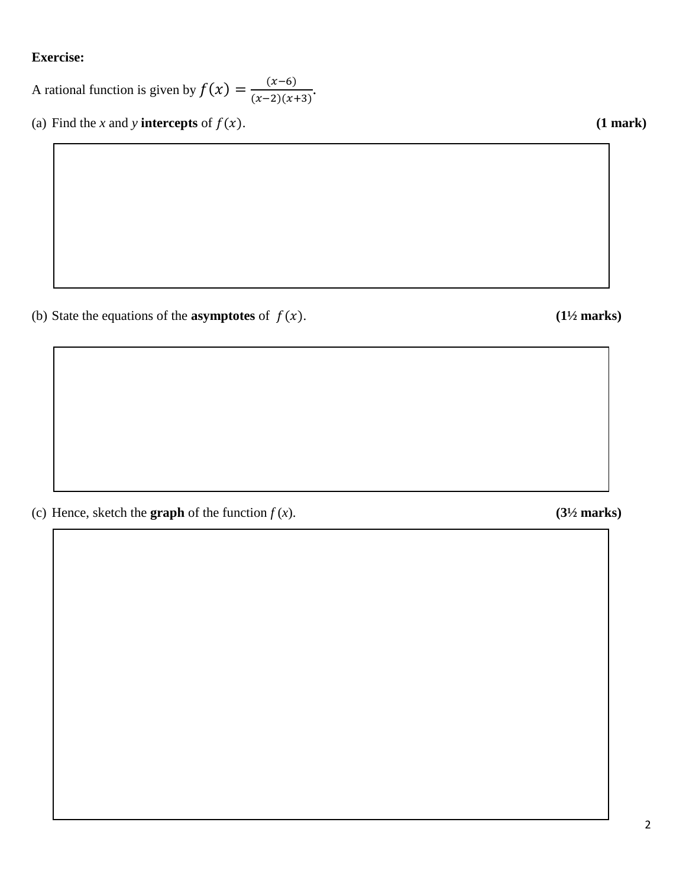**Exercise:**

A rational function is given by $f(x) = \frac{(x-6)}{(x-2)(x+3)}$.

(a) Find the *x* and *y* **intercepts** of $f(x)$. **(1 mark)**

(b) State the equations of the **asymptotes** of $f(x)$. **(1½ marks)**

(c) Hence, sketch the **graph** of the function $f(x)$. **(3½ marks)**